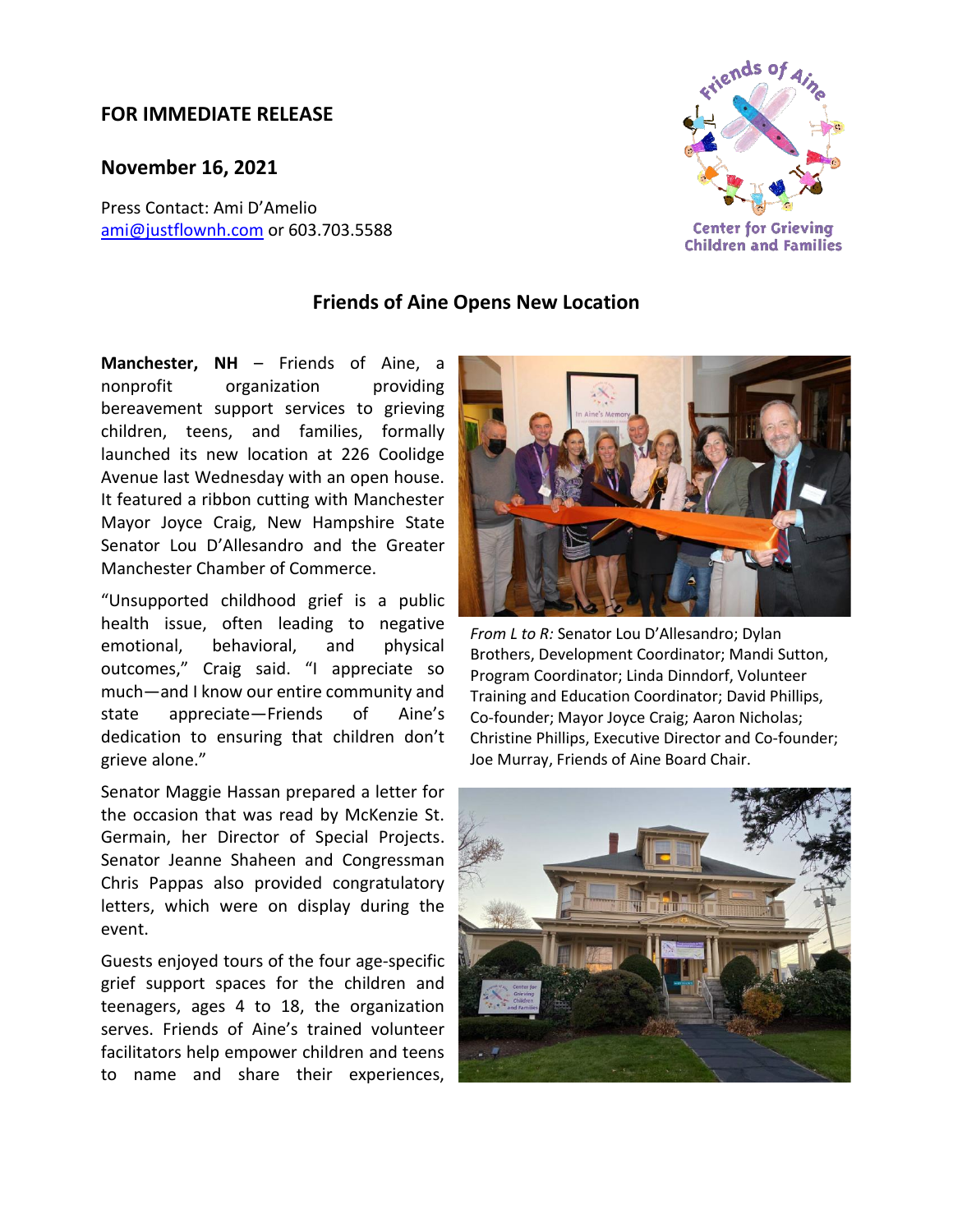**FOR IMMEDIATE RELEASE**

**November 16, 2021**

Press Contact: Ami D'Amelio
ami@justflownh.com or 603.703.5588

## Friends of Aine Opens New Location

**Manchester, NH** – Friends of Aine, a nonprofit organization providing bereavement support services to grieving children, teens, and families, formally launched its new location at 226 Coolidge Avenue last Wednesday with an open house. It featured a ribbon cutting with Manchester Mayor Joyce Craig, New Hampshire State Senator Lou D'Allesandro and the Greater Manchester Chamber of Commerce.

"Unsupported childhood grief is a public health issue, often leading to negative emotional, behavioral, and physical outcomes," Craig said. "I appreciate so much—and I know our entire community and state appreciate—Friends of Aine's dedication to ensuring that children don't grieve alone."

*From L to R:* Senator Lou D'Allesandro; Dylan Brothers, Development Coordinator; Mandi Sutton, Program Coordinator; Linda Dinndorf, Volunteer Training and Education Coordinator; David Phillips, Co-founder; Mayor Joyce Craig; Aaron Nicholas; Christine Phillips, Executive Director and Co-founder; Joe Murray, Friends of Aine Board Chair.

Senator Maggie Hassan prepared a letter for the occasion that was read by McKenzie St. Germain, her Director of Special Projects. Senator Jeanne Shaheen and Congressman Chris Pappas also provided congratulatory letters, which were on display during the event.

Guests enjoyed tours of the four age-specific grief support spaces for the children and teenagers, ages 4 to 18, the organization serves. Friends of Aine's trained volunteer facilitators help empower children and teens to name and share their experiences,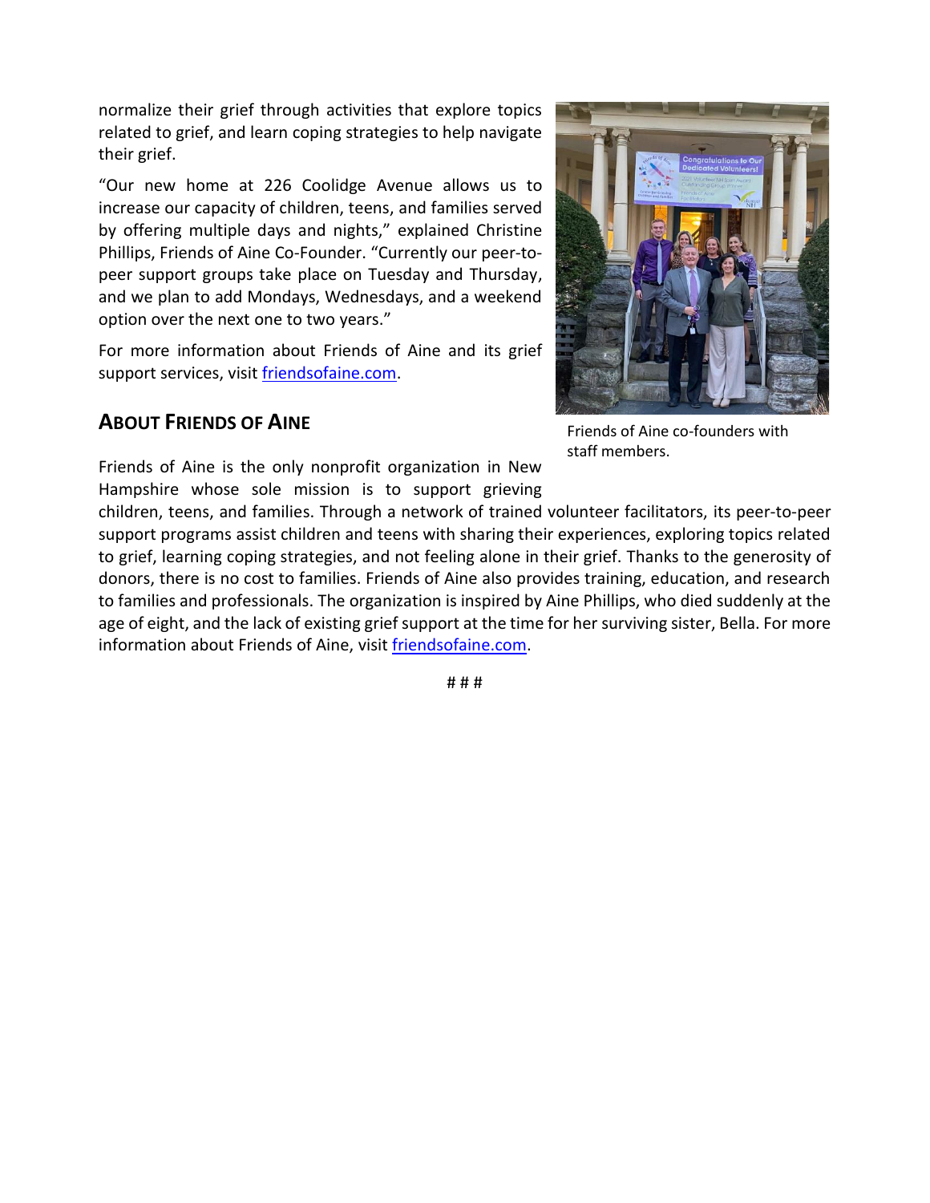normalize their grief through activities that explore topics related to grief, and learn coping strategies to help navigate their grief.

"Our new home at 226 Coolidge Avenue allows us to increase our capacity of children, teens, and families served by offering multiple days and nights," explained Christine Phillips, Friends of Aine Co-Founder. "Currently our peer-to-peer support groups take place on Tuesday and Thursday, and we plan to add Mondays, Wednesdays, and a weekend option over the next one to two years."

For more information about Friends of Aine and its grief support services, visit [friendsofaine.com](friendsofaine.com).

Friends of Aine co-founders with staff members.

## ABOUT FRIENDS OF AINE

Friends of Aine is the only nonprofit organization in New Hampshire whose sole mission is to support grieving children, teens, and families. Through a network of trained volunteer facilitators, its peer-to-peer support programs assist children and teens with sharing their experiences, exploring topics related to grief, learning coping strategies, and not feeling alone in their grief. Thanks to the generosity of donors, there is no cost to families. Friends of Aine also provides training, education, and research to families and professionals. The organization is inspired by Aine Phillips, who died suddenly at the age of eight, and the lack of existing grief support at the time for her surviving sister, Bella. For more information about Friends of Aine, visit [friendsofaine.com](friendsofaine.com).

# # #